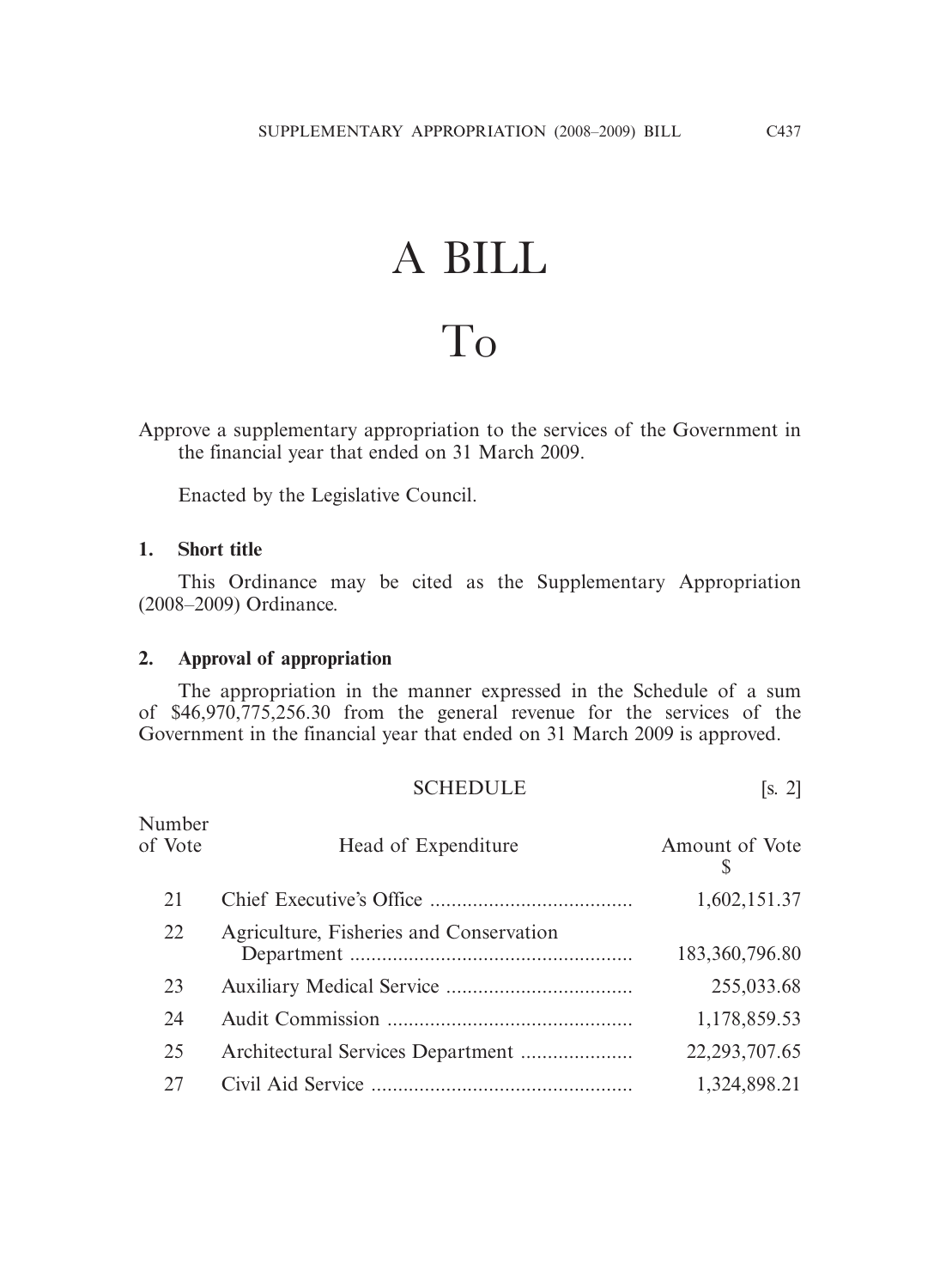# A BILL

# To

Approve a supplementary appropriation to the services of the Government in the financial year that ended on 31 March 2009.

Enacted by the Legislative Council.

**1. Short title**

This Ordinance may be cited as the Supplementary Appropriation (2008–2009) Ordinance.

**2. Approval of appropriation**

The appropriation in the manner expressed in the Schedule of a sum of $46,970,775,256.30 from the general revenue for the services of the Government in the financial year that ended on 31 March 2009 is approved.

SCHEDULE [s. 2]

| Number of Vote | Head of Expenditure | Amount of Vote $ |
|---|---|---|
| 21 | Chief Executive's Office | 1,602,151.37 |
| 22 | Agriculture, Fisheries and Conservation Department | 183,360,796.80 |
| 23 | Auxiliary Medical Service | 255,033.68 |
| 24 | Audit Commission | 1,178,859.53 |
| 25 | Architectural Services Department | 22,293,707.65 |
| 27 | Civil Aid Service | 1,324,898.21 |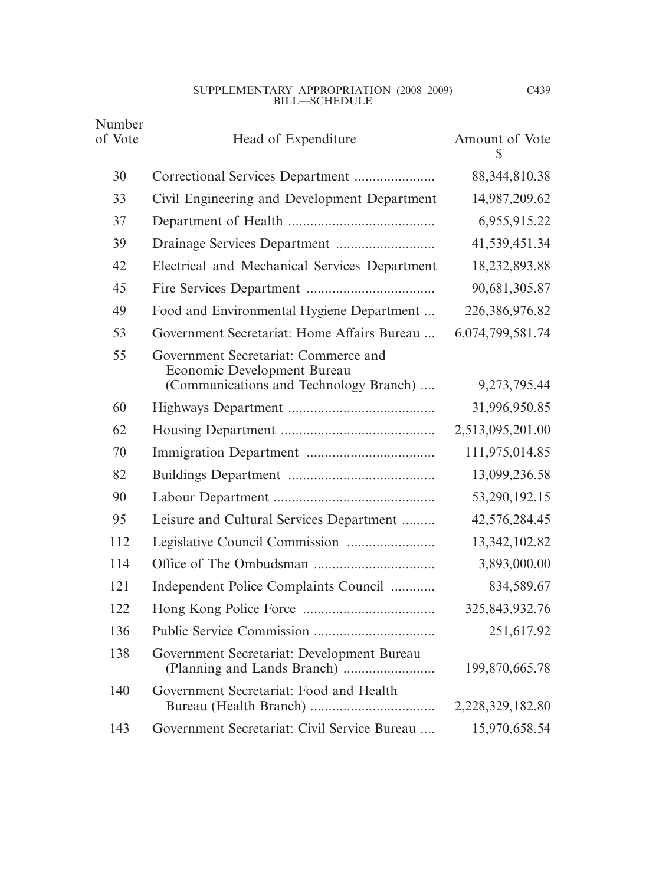| Number of Vote | Head of Expenditure | Amount of Vote $ |
|---|---|---|
| 30 | Correctional Services Department ...................... | 88,344,810.38 |
| 33 | Civil Engineering and Development Department | 14,987,209.62 |
| 37 | Department of Health ........................................ | 6,955,915.22 |
| 39 | Drainage Services Department ........................... | 41,539,451.34 |
| 42 | Electrical and Mechanical Services Department | 18,232,893.88 |
| 45 | Fire Services Department ................................... | 90,681,305.87 |
| 49 | Food and Environmental Hygiene Department ... | 226,386,976.82 |
| 53 | Government Secretariat: Home Affairs Bureau ... | 6,074,799,581.74 |
| 55 | Government Secretariat: Commerce and Economic Development Bureau (Communications and Technology Branch) .... | 9,273,795.44 |
| 60 | Highways Department ........................................ | 31,996,950.85 |
| 62 | Housing Department .......................................... | 2,513,095,201.00 |
| 70 | Immigration Department ................................... | 111,975,014.85 |
| 82 | Buildings Department ........................................ | 13,099,236.58 |
| 90 | Labour Department ............................................ | 53,290,192.15 |
| 95 | Leisure and Cultural Services Department ......... | 42,576,284.45 |
| 112 | Legislative Council Commission ........................ | 13,342,102.82 |
| 114 | Office of The Ombudsman ................................. | 3,893,000.00 |
| 121 | Independent Police Complaints Council ............ | 834,589.67 |
| 122 | Hong Kong Police Force .................................... | 325,843,932.76 |
| 136 | Public Service Commission ................................. | 251,617.92 |
| 138 | Government Secretariat: Development Bureau (Planning and Lands Branch) ......................... | 199,870,665.78 |
| 140 | Government Secretariat: Food and Health Bureau (Health Branch) .................................. | 2,228,329,182.80 |
| 143 | Government Secretariat: Civil Service Bureau .... | 15,970,658.54 |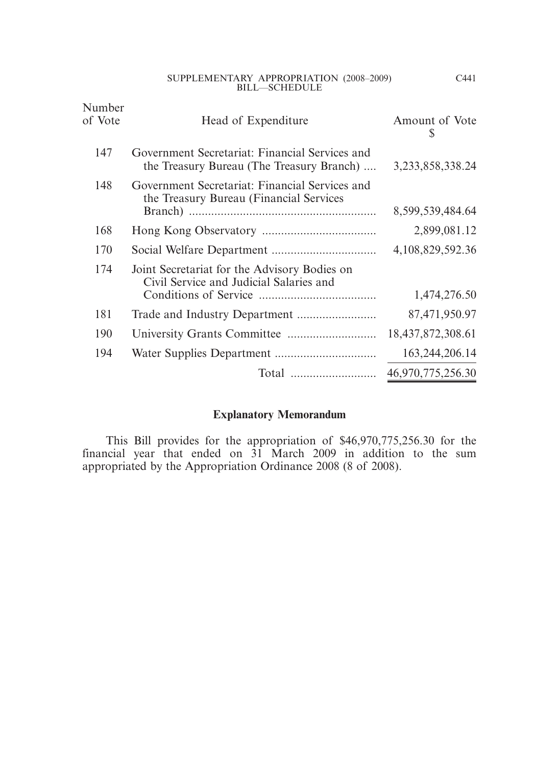| Number of Vote | Head of Expenditure | Amount of Vote $ |
|---|---|---|
| 147 | Government Secretariat: Financial Services and the Treasury Bureau (The Treasury Branch) .... | 3,233,858,338.24 |
| 148 | Government Secretariat: Financial Services and the Treasury Bureau (Financial Services Branch) ........................................................... | 8,599,539,484.64 |
| 168 | Hong Kong Observatory .................................... | 2,899,081.12 |
| 170 | Social Welfare Department ................................. | 4,108,829,592.36 |
| 174 | Joint Secretariat for the Advisory Bodies on Civil Service and Judicial Salaries and Conditions of Service ..................................... | 1,474,276.50 |
| 181 | Trade and Industry Department ......................... | 87,471,950.97 |
| 190 | University Grants Committee ............................ | 18,437,872,308.61 |
| 194 | Water Supplies Department ................................ | 163,244,206.14 |
| | Total ........................... | 46,970,775,256.30 |

**Explanatory Memorandum**

This Bill provides for the appropriation of $46,970,775,256.30 for the financial year that ended on 31 March 2009 in addition to the sum appropriated by the Appropriation Ordinance 2008 (8 of 2008).